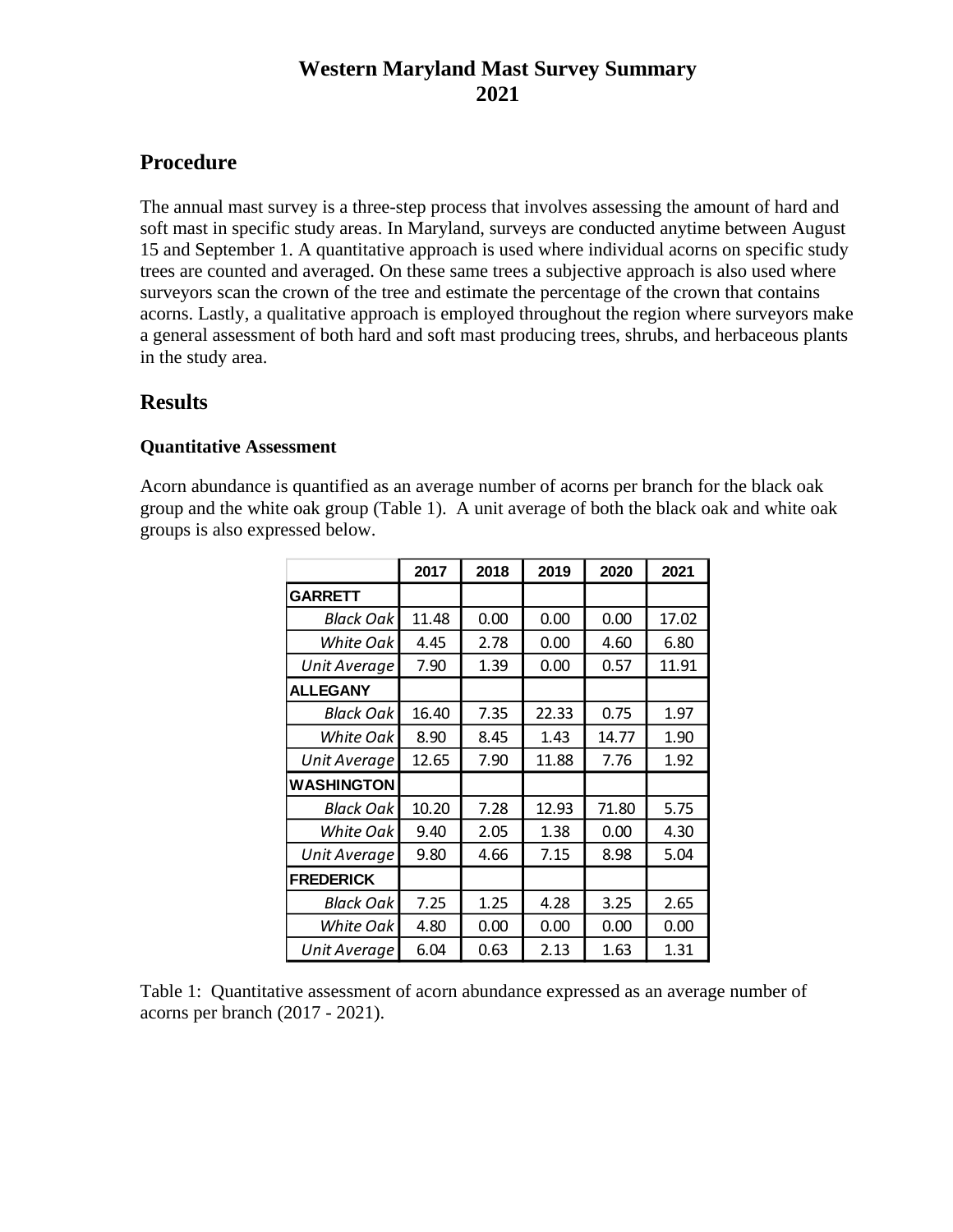# Western Maryland Mast Survey Summary
# 2021

## Procedure

The annual mast survey is a three-step process that involves assessing the amount of hard and soft mast in specific study areas. In Maryland, surveys are conducted anytime between August 15 and September 1. A quantitative approach is used where individual acorns on specific study trees are counted and averaged. On these same trees a subjective approach is also used where surveyors scan the crown of the tree and estimate the percentage of the crown that contains acorns. Lastly, a qualitative approach is employed throughout the region where surveyors make a general assessment of both hard and soft mast producing trees, shrubs, and herbaceous plants in the study area.

## Results

### Quantitative Assessment

Acorn abundance is quantified as an average number of acorns per branch for the black oak group and the white oak group (Table 1). A unit average of both the black oak and white oak groups is also expressed below.

| | 2017 | 2018 | 2019 | 2020 | 2021 |
|---|---|---|---|---|---|
| **GARRETT** | | | | | |
| *Black Oak* | 11.48 | 0.00 | 0.00 | 0.00 | 17.02 |
| *White Oak* | 4.45 | 2.78 | 0.00 | 4.60 | 6.80 |
| *Unit Average* | 7.90 | 1.39 | 0.00 | 0.57 | 11.91 |
| **ALLEGANY** | | | | | |
| *Black Oak* | 16.40 | 7.35 | 22.33 | 0.75 | 1.97 |
| *White Oak* | 8.90 | 8.45 | 1.43 | 14.77 | 1.90 |
| *Unit Average* | 12.65 | 7.90 | 11.88 | 7.76 | 1.92 |
| **WASHINGTON** | | | | | |
| *Black Oak* | 10.20 | 7.28 | 12.93 | 71.80 | 5.75 |
| *White Oak* | 9.40 | 2.05 | 1.38 | 0.00 | 4.30 |
| *Unit Average* | 9.80 | 4.66 | 7.15 | 8.98 | 5.04 |
| **FREDERICK** | | | | | |
| *Black Oak* | 7.25 | 1.25 | 4.28 | 3.25 | 2.65 |
| *White Oak* | 4.80 | 0.00 | 0.00 | 0.00 | 0.00 |
| *Unit Average* | 6.04 | 0.63 | 2.13 | 1.63 | 1.31 |

Table 1: Quantitative assessment of acorn abundance expressed as an average number of acorns per branch (2017 - 2021).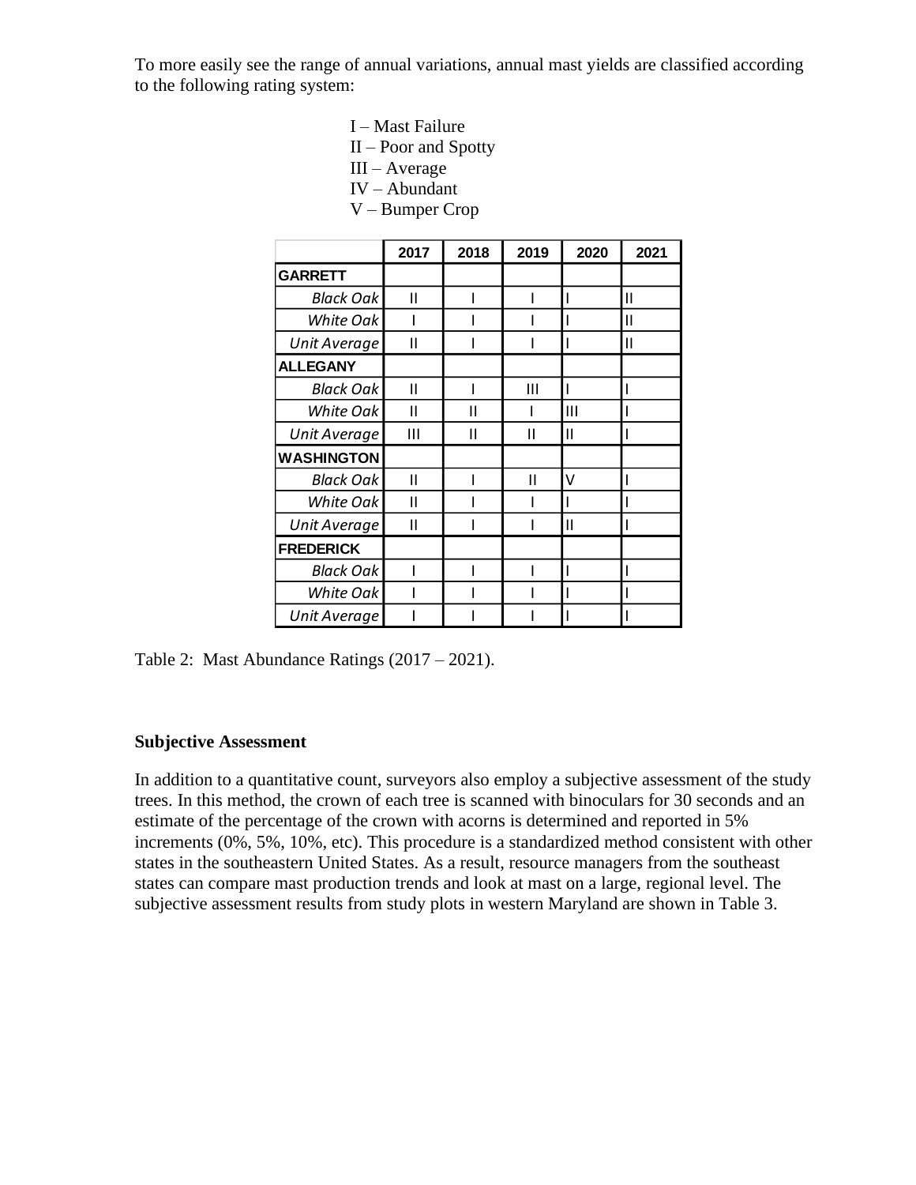To more easily see the range of annual variations, annual mast yields are classified according to the following rating system:

I – Mast Failure
II – Poor and Spotty
III – Average
IV – Abundant
V – Bumper Crop

| | 2017 | 2018 | 2019 | 2020 | 2021 |
|---|---|---|---|---|---|
| **GARRETT** | | | | | |
| *Black Oak* | II | I | I | I | II |
| *White Oak* | I | I | I | I | II |
| *Unit Average* | II | I | I | I | II |
| **ALLEGANY** | | | | | |
| *Black Oak* | II | I | III | I | I |
| *White Oak* | II | II | I | III | I |
| *Unit Average* | III | II | II | II | I |
| **WASHINGTON** | | | | | |
| *Black Oak* | II | I | II | V | I |
| *White Oak* | II | I | I | I | I |
| *Unit Average* | II | I | I | II | I |
| **FREDERICK** | | | | | |
| *Black Oak* | I | I | I | I | I |
| *White Oak* | I | I | I | I | I |
| *Unit Average* | I | I | I | I | I |

Table 2: Mast Abundance Ratings (2017 – 2021).

**Subjective Assessment**

In addition to a quantitative count, surveyors also employ a subjective assessment of the study trees. In this method, the crown of each tree is scanned with binoculars for 30 seconds and an estimate of the percentage of the crown with acorns is determined and reported in 5% increments (0%, 5%, 10%, etc). This procedure is a standardized method consistent with other states in the southeastern United States. As a result, resource managers from the southeast states can compare mast production trends and look at mast on a large, regional level. The subjective assessment results from study plots in western Maryland are shown in Table 3.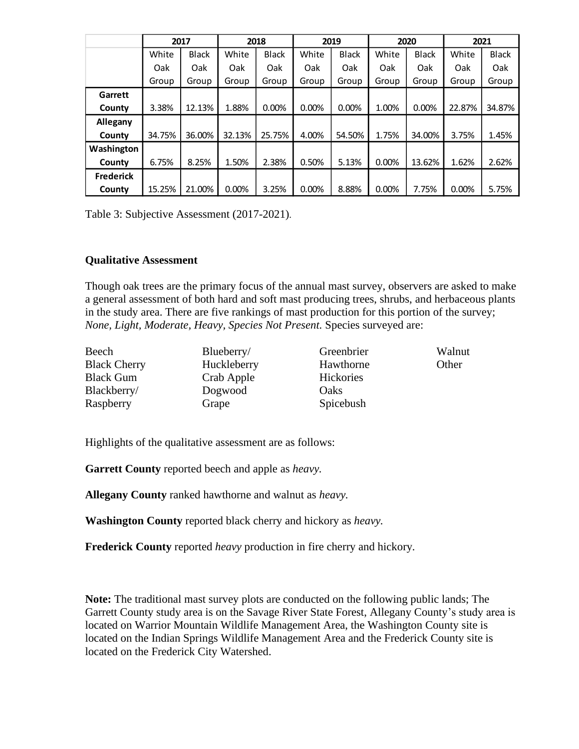| | 2017 | | 2018 | | 2019 | | 2020 | | 2021 | |
|---|---|---|---|---|---|---|---|---|---|---|
| | White Oak Group | Black Oak Group | White Oak Group | Black Oak Group | White Oak Group | Black Oak Group | White Oak Group | Black Oak Group | White Oak Group | Black Oak Group |
| **Garrett County** | 3.38% | 12.13% | 1.88% | 0.00% | 0.00% | 0.00% | 1.00% | 0.00% | 22.87% | 34.87% |
| **Allegany County** | 34.75% | 36.00% | 32.13% | 25.75% | 4.00% | 54.50% | 1.75% | 34.00% | 3.75% | 1.45% |
| **Washington County** | 6.75% | 8.25% | 1.50% | 2.38% | 0.50% | 5.13% | 0.00% | 13.62% | 1.62% | 2.62% |
| **Frederick County** | 15.25% | 21.00% | 0.00% | 3.25% | 0.00% | 8.88% | 0.00% | 7.75% | 0.00% | 5.75% |

Table 3: Subjective Assessment (2017-2021).

**Qualitative Assessment**

Though oak trees are the primary focus of the annual mast survey, observers are asked to make a general assessment of both hard and soft mast producing trees, shrubs, and herbaceous plants in the study area. There are five rankings of mast production for this portion of the survey; *None, Light, Moderate, Heavy, Species Not Present.* Species surveyed are:

- Beech
- Black Cherry
- Black Gum
- Blackberry/Raspberry
- Blueberry/Huckleberry
- Crab Apple
- Dogwood
- Grape
- Greenbrier
- Hawthorne
- Hickories
- Oaks
- Spicebush
- Walnut
- Other

Highlights of the qualitative assessment are as follows:

**Garrett County** reported beech and apple as *heavy.*

**Allegany County** ranked hawthorne and walnut as *heavy.*

**Washington County** reported black cherry and hickory as *heavy.*

**Frederick County** reported *heavy* production in fire cherry and hickory.

**Note:** The traditional mast survey plots are conducted on the following public lands; The Garrett County study area is on the Savage River State Forest, Allegany County's study area is located on Warrior Mountain Wildlife Management Area, the Washington County site is located on the Indian Springs Wildlife Management Area and the Frederick County site is located on the Frederick City Watershed.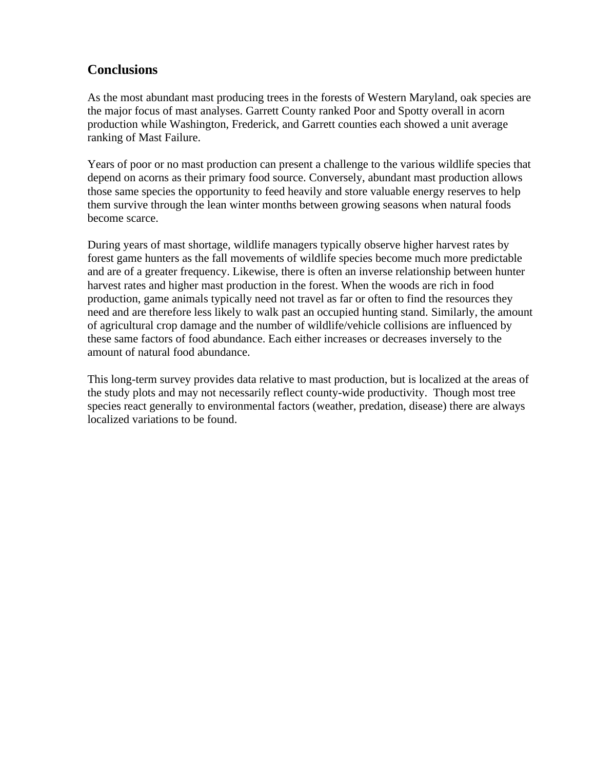## Conclusions

As the most abundant mast producing trees in the forests of Western Maryland, oak species are the major focus of mast analyses. Garrett County ranked Poor and Spotty overall in acorn production while Washington, Frederick, and Garrett counties each showed a unit average ranking of Mast Failure.

Years of poor or no mast production can present a challenge to the various wildlife species that depend on acorns as their primary food source. Conversely, abundant mast production allows those same species the opportunity to feed heavily and store valuable energy reserves to help them survive through the lean winter months between growing seasons when natural foods become scarce.

During years of mast shortage, wildlife managers typically observe higher harvest rates by forest game hunters as the fall movements of wildlife species become much more predictable and are of a greater frequency. Likewise, there is often an inverse relationship between hunter harvest rates and higher mast production in the forest. When the woods are rich in food production, game animals typically need not travel as far or often to find the resources they need and are therefore less likely to walk past an occupied hunting stand. Similarly, the amount of agricultural crop damage and the number of wildlife/vehicle collisions are influenced by these same factors of food abundance. Each either increases or decreases inversely to the amount of natural food abundance.

This long-term survey provides data relative to mast production, but is localized at the areas of the study plots and may not necessarily reflect county-wide productivity. Though most tree species react generally to environmental factors (weather, predation, disease) there are always localized variations to be found.